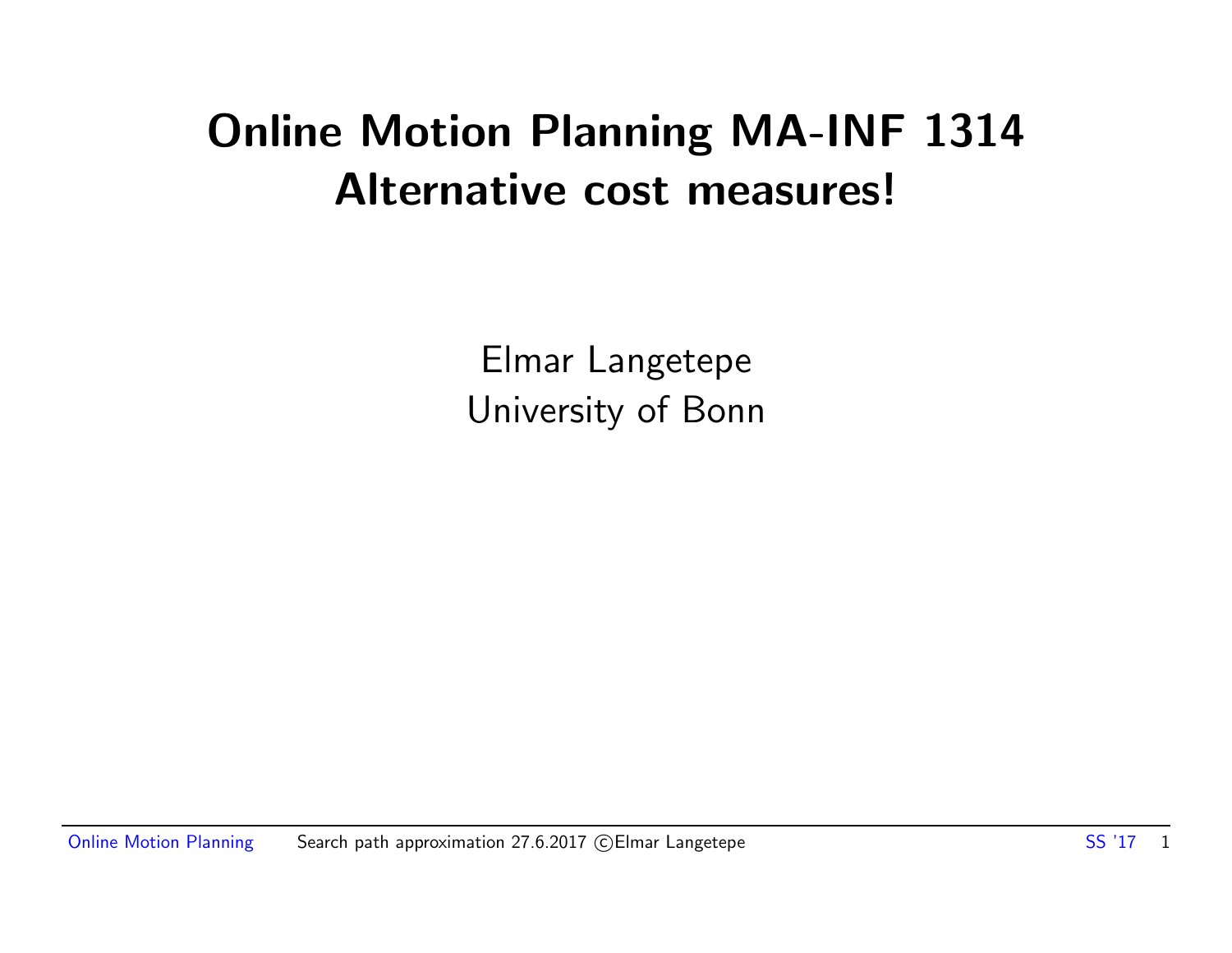# Online Motion Planning MA-INF 1314
# Alternative cost measures!

Elmar Langetepe
University of Bonn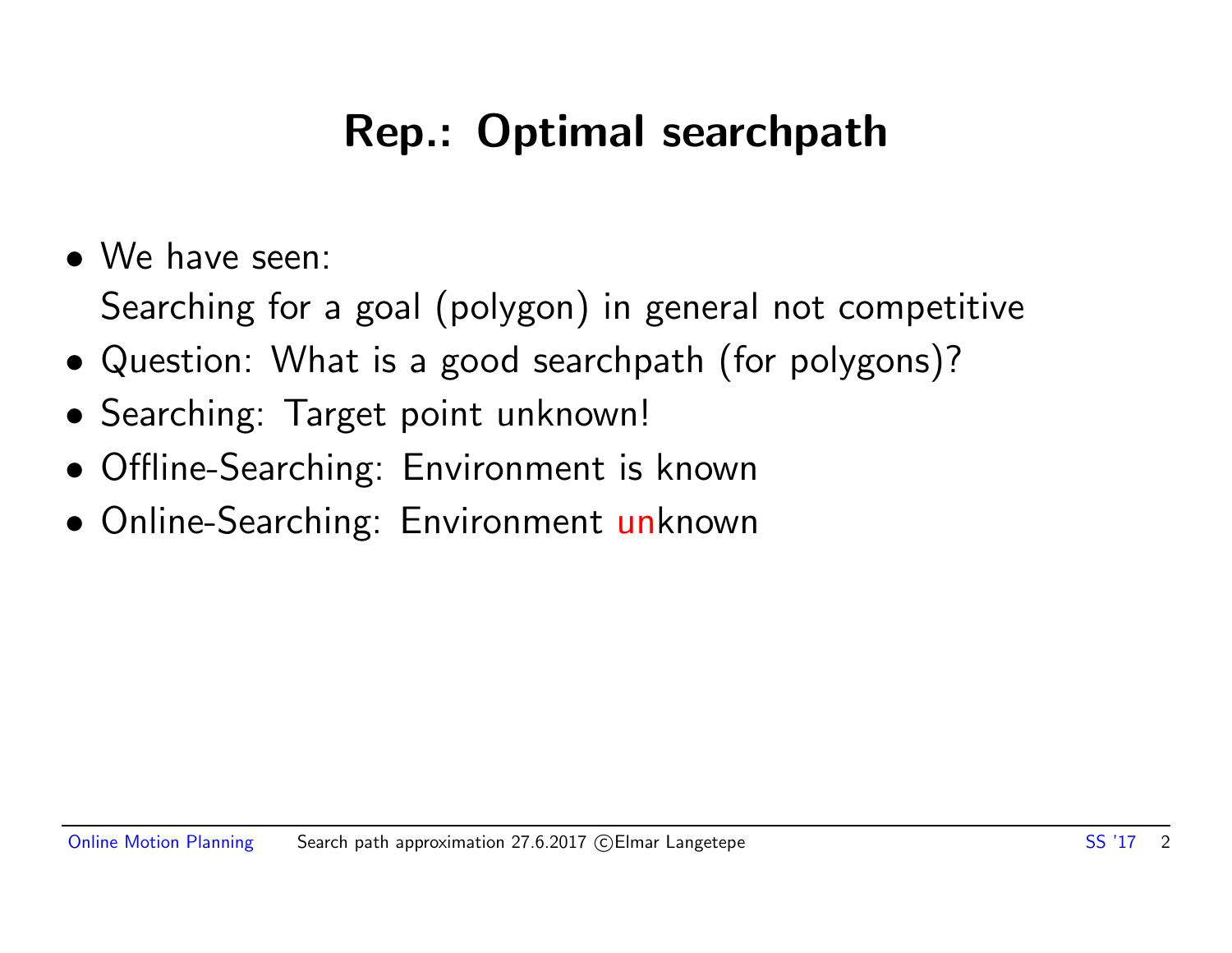# Rep.: Optimal searchpath

- We have seen:
  Searching for a goal (polygon) in general not competitive
- Question: What is a good searchpath (for polygons)?
- Searching: Target point unknown!
- Offline-Searching: Environment is known
- Online-Searching: Environment unknown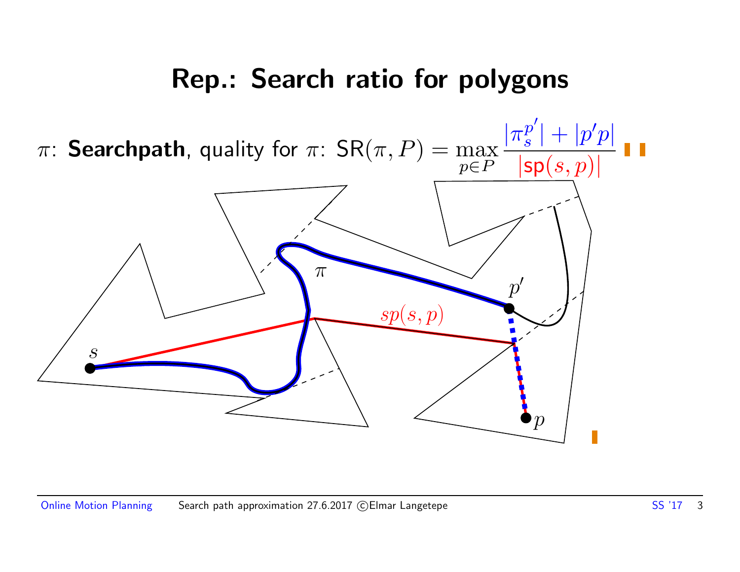# Rep.: Search ratio for polygons

$\pi$: **Searchpath**, quality for $\pi$: $\mathsf{SR}(\pi, P) = \max_{p \in P} \frac{|\pi_s^{p'}| + |p'p|}{|\mathsf{sp}(s,p)|}$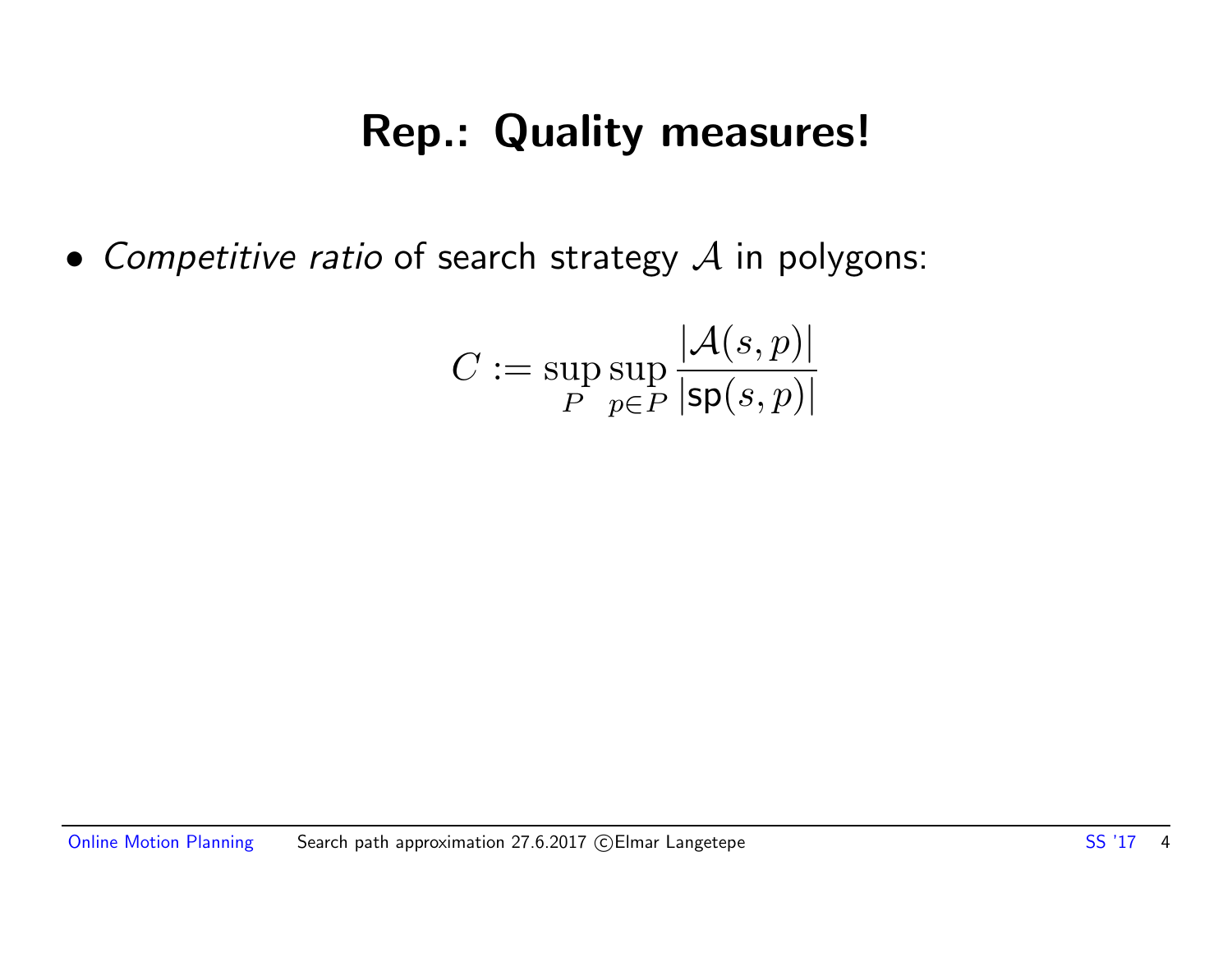# Rep.: Quality measures!

- *Competitive ratio* of search strategy $\mathcal{A}$ in polygons:

$$C := \sup_{P} \sup_{p \in P} \frac{|\mathcal{A}(s,p)|}{|\mathsf{sp}(s,p)|}$$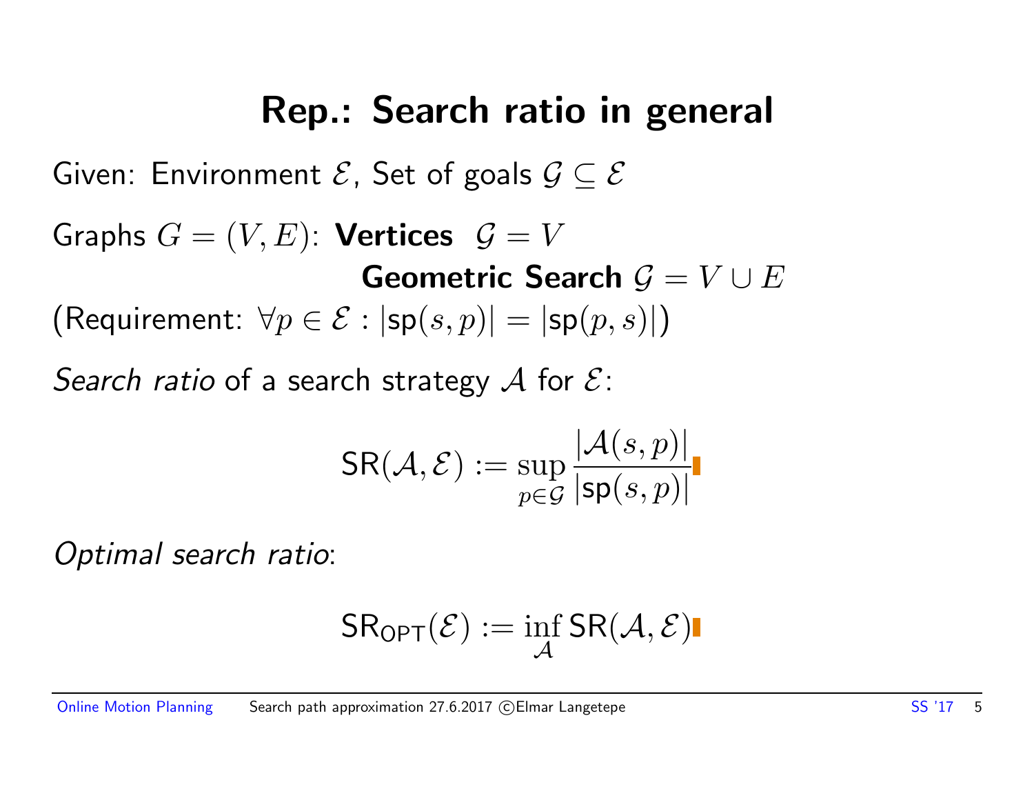# Rep.: Search ratio in general

Given: Environment $\mathcal{E}$, Set of goals $\mathcal{G} \subseteq \mathcal{E}$

Graphs $G = (V, E)$: **Vertices** $\mathcal{G} = V$

**Geometric Search** $\mathcal{G} = V \cup E$

(Requirement: $\forall p \in \mathcal{E} : |\mathsf{sp}(s, p)| = |\mathsf{sp}(p, s)|$)

*Search ratio* of a search strategy $\mathcal{A}$ for $\mathcal{E}$:

$$\mathsf{SR}(\mathcal{A}, \mathcal{E}) := \sup_{p \in \mathcal{G}} \frac{|\mathcal{A}(s, p)|}{|\mathsf{sp}(s, p)|}$$

*Optimal search ratio*:

$$\mathsf{SR}_{\mathsf{OPT}}(\mathcal{E}) := \inf_{\mathcal{A}} \mathsf{SR}(\mathcal{A}, \mathcal{E})$$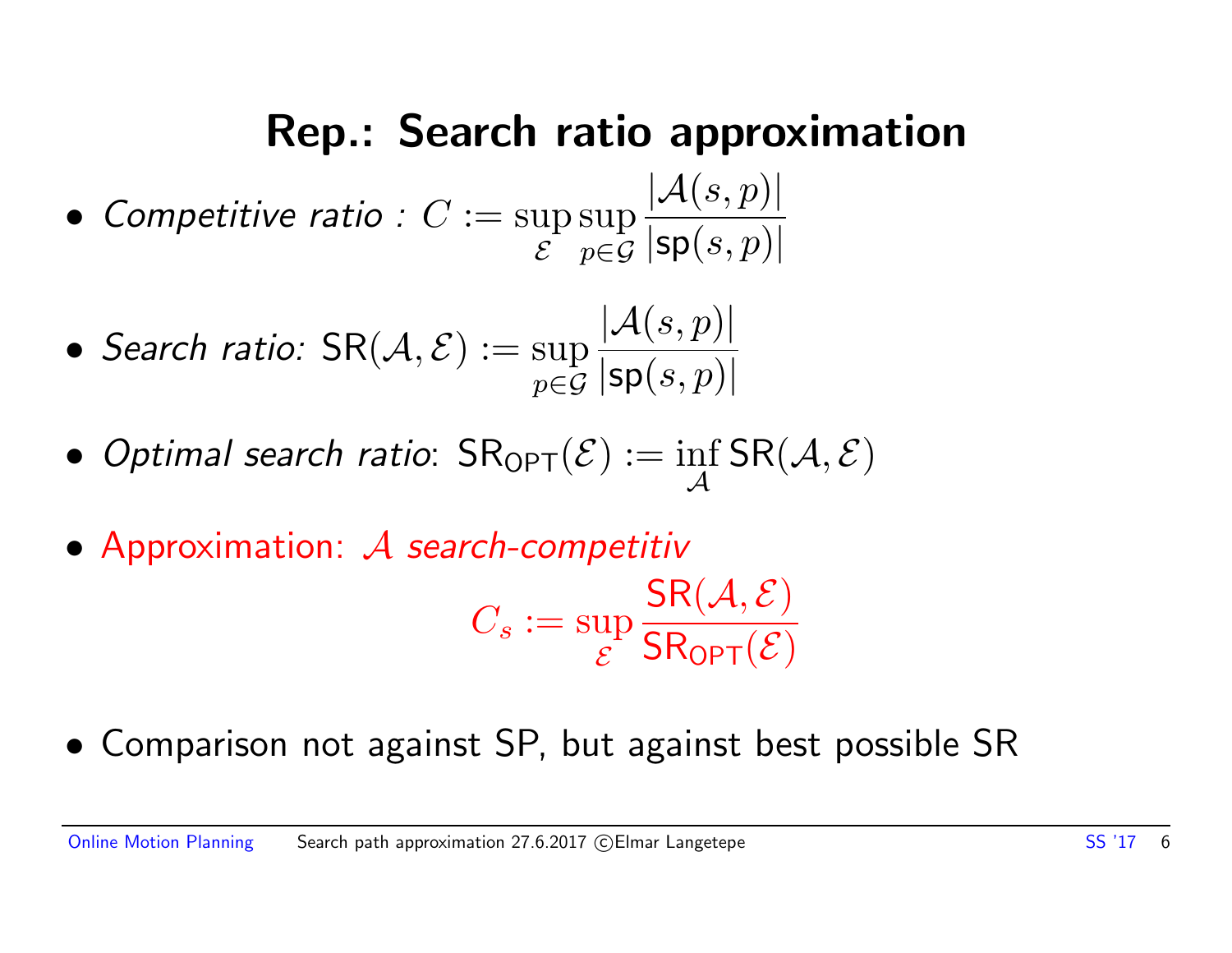# Rep.: Search ratio approximation

- *Competitive ratio :* $C := \sup_{\mathcal{E}} \sup_{p \in \mathcal{G}} \frac{|\mathcal{A}(s,p)|}{|\mathsf{sp}(s,p)|}$

- *Search ratio:* $\mathsf{SR}(\mathcal{A}, \mathcal{E}) := \sup_{p \in \mathcal{G}} \frac{|\mathcal{A}(s,p)|}{|\mathsf{sp}(s,p)|}$

- *Optimal search ratio*: $\mathsf{SR}_{\mathsf{OPT}}(\mathcal{E}) := \inf_{\mathcal{A}} \mathsf{SR}(\mathcal{A}, \mathcal{E})$

- Approximation: $\mathcal{A}$ *search-competitiv*

$$C_s := \sup_{\mathcal{E}} \frac{\mathsf{SR}(\mathcal{A}, \mathcal{E})}{\mathsf{SR}_{\mathsf{OPT}}(\mathcal{E})}$$

- Comparison not against SP, but against best possible SR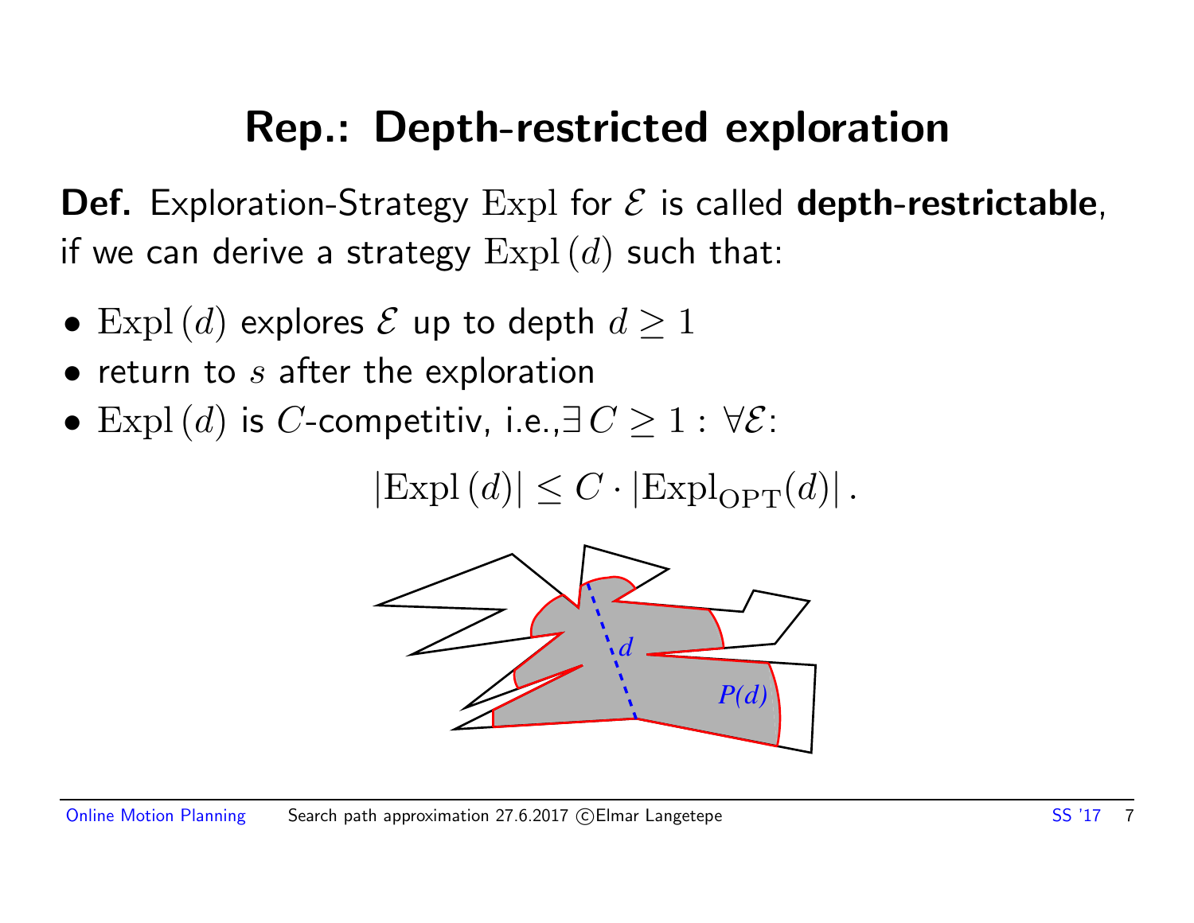# Rep.: Depth-restricted exploration

**Def.** Exploration-Strategy $\mathrm{Expl}$ for $\mathcal{E}$ is called **depth-restrictable**, if we can derive a strategy $\mathrm{Expl}\,(d)$ such that:

- $\mathrm{Expl}\,(d)$ explores $\mathcal{E}$ up to depth $d \geq 1$
- return to $s$ after the exploration
- $\mathrm{Expl}\,(d)$ is $C$-competitiv, i.e.,$\exists\, C \geq 1 : \forall \mathcal{E}$:

$$|\mathrm{Expl}\,(d)| \leq C \cdot |\mathrm{Expl}_{\mathrm{OPT}}(d)|\,.$$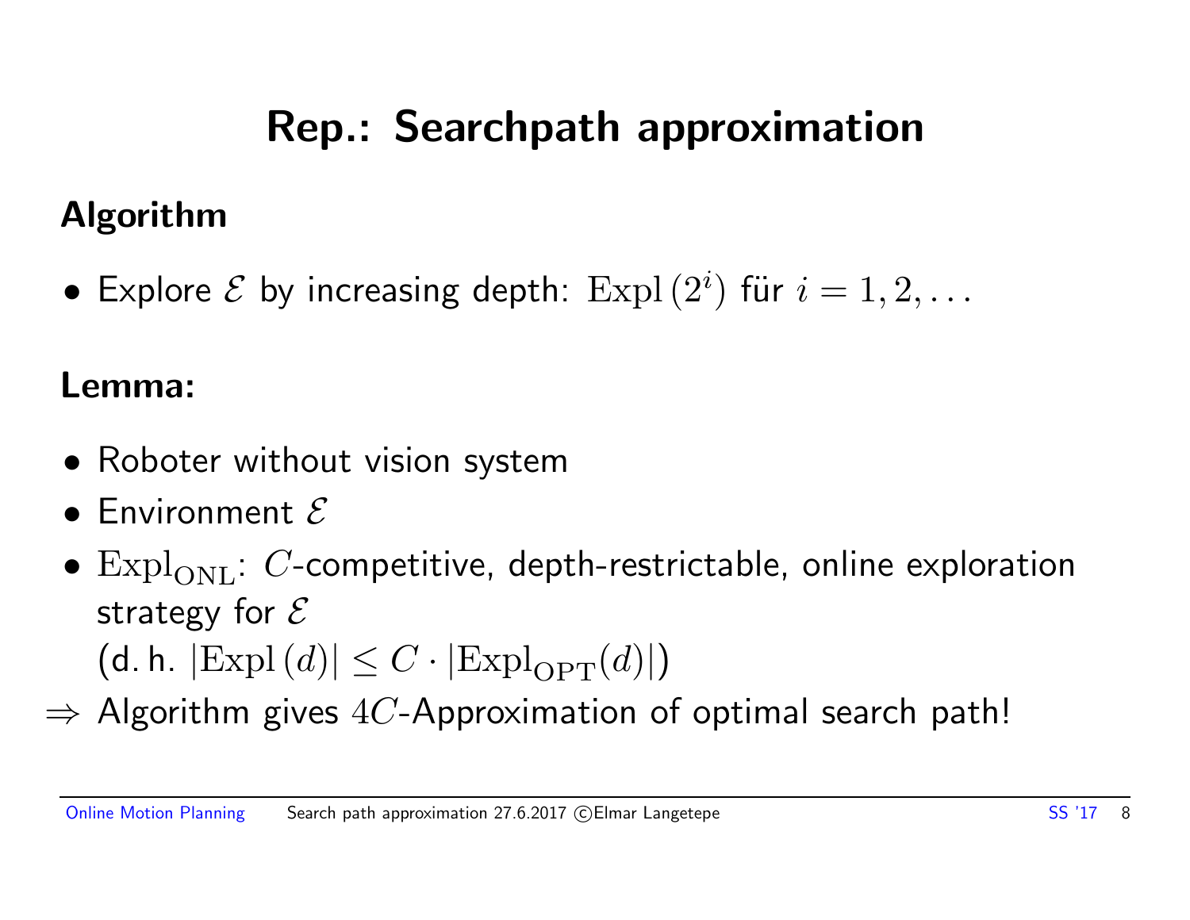# Rep.: Searchpath approximation

## Algorithm

- Explore $\mathcal{E}$ by increasing depth: $\mathrm{Expl}\,(2^i)$ für $i = 1, 2, \ldots$

## Lemma:

- Roboter without vision system
- Environment $\mathcal{E}$
- $\mathrm{Expl}_{\mathrm{ONL}}$: $C$-competitive, depth-restrictable, online exploration strategy for $\mathcal{E}$
  (d. h. $|\mathrm{Expl}\,(d)| \leq C \cdot |\mathrm{Expl}_{\mathrm{OPT}}(d)|$)

$\Rightarrow$ Algorithm gives $4C$-Approximation of optimal search path!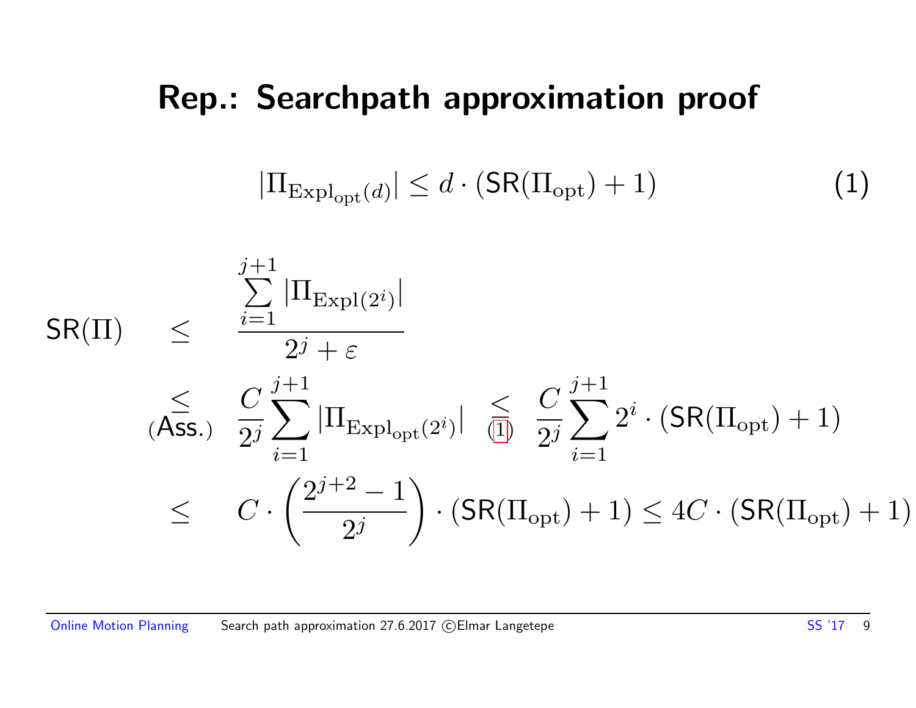# Rep.: Searchpath approximation proof

$$|\Pi_{\text{Expl}_{\text{opt}}(d)}| \leq d \cdot (\mathsf{SR}(\Pi_{\text{opt}}) + 1) \tag{1}$$

$$
\begin{aligned}
\mathsf{SR}(\Pi) \quad & \leq \quad \frac{\sum_{i=1}^{j+1} |\Pi_{\text{Expl}(2^i)}|}{2^j + \varepsilon} \\
& \underset{(\text{Ass.})}{\leq} \quad \frac{C}{2^j} \sum_{i=1}^{j+1} |\Pi_{\text{Expl}_{\text{opt}}(2^i)}| \underset{(1)}{\leq} \frac{C}{2^j} \sum_{i=1}^{j+1} 2^i \cdot (\mathsf{SR}(\Pi_{\text{opt}}) + 1) \\
& \leq \quad C \cdot \left( \frac{2^{j+2} - 1}{2^j} \right) \cdot (\mathsf{SR}(\Pi_{\text{opt}}) + 1) \leq 4C \cdot (\mathsf{SR}(\Pi_{\text{opt}}) + 1)
\end{aligned}
$$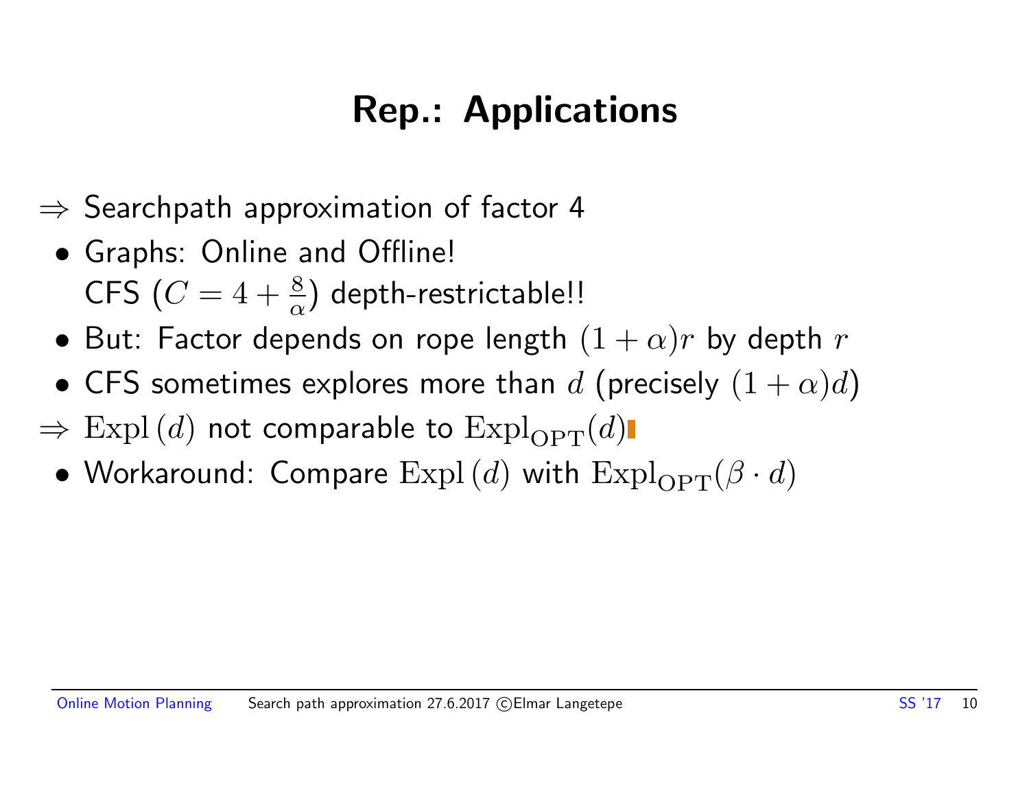# Rep.: Applications

$\Rightarrow$ Searchpath approximation of factor 4

- Graphs: Online and Offline!
  CFS ($C = 4 + \frac{8}{\alpha}$) depth-restrictable!!
- But: Factor depends on rope length $(1+\alpha)r$ by depth $r$
- CFS sometimes explores more than $d$ (precisely $(1+\alpha)d$)

$\Rightarrow$ $\mathrm{Expl}\,(d)$ not comparable to $\mathrm{Expl}_{\mathrm{OPT}}(d)$

- Workaround: Compare $\mathrm{Expl}\,(d)$ with $\mathrm{Expl}_{\mathrm{OPT}}(\beta \cdot d)$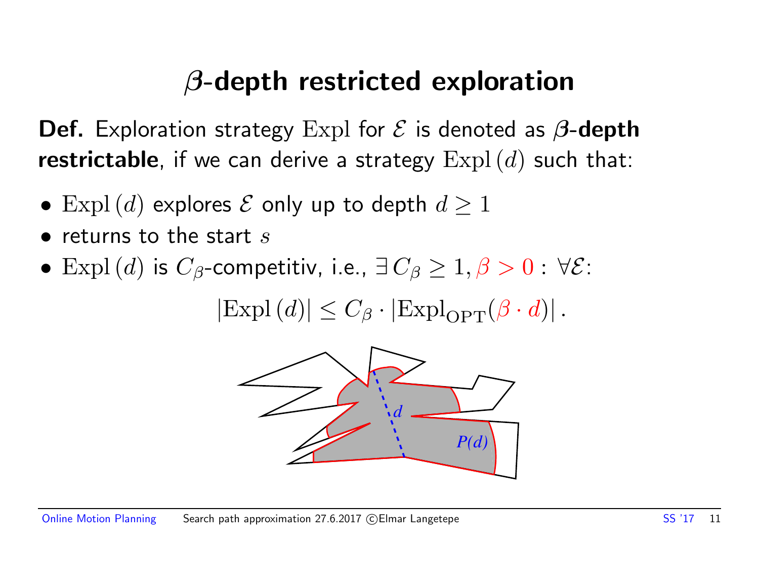# $\beta$-depth restricted exploration

**Def.** Exploration strategy $\mathrm{Expl}$ for $\mathcal{E}$ is denoted as **$\beta$-depth restrictable**, if we can derive a strategy $\mathrm{Expl}\,(d)$ such that:

- $\mathrm{Expl}\,(d)$ explores $\mathcal{E}$ only up to depth $d \geq 1$
- returns to the start $s$
- $\mathrm{Expl}\,(d)$ is $C_\beta$-competitiv, i.e., $\exists\, C_\beta \geq 1, \beta > 0 : \forall \mathcal{E}$:

$$|\mathrm{Expl}\,(d)| \leq C_\beta \cdot |\mathrm{Expl}_{\mathrm{OPT}}(\beta \cdot d)|\,.$$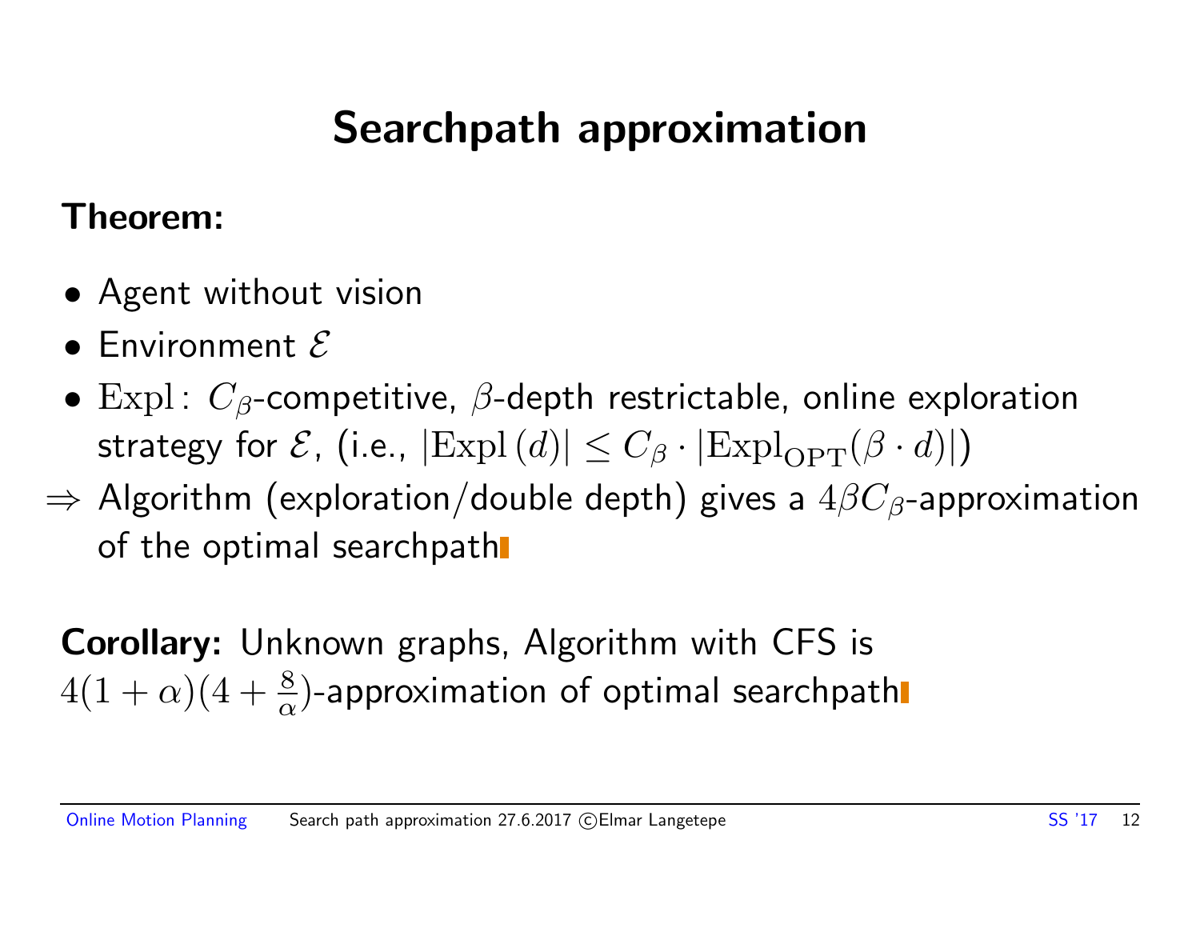# Searchpath approximation

**Theorem:**

- Agent without vision
- Environment $\mathcal{E}$
- $\text{Expl}$: $C_\beta$-competitive, $\beta$-depth restrictable, online exploration strategy for $\mathcal{E}$, (i.e., $|\text{Expl}\,(d)| \leq C_\beta \cdot |\text{Expl}_{\text{OPT}}(\beta \cdot d)|$)

$\Rightarrow$ Algorithm (exploration/double depth) gives a $4\beta C_\beta$-approximation of the optimal searchpath

**Corollary:** Unknown graphs, Algorithm with CFS is $4(1+\alpha)(4+\frac{8}{\alpha})$-approximation of optimal searchpath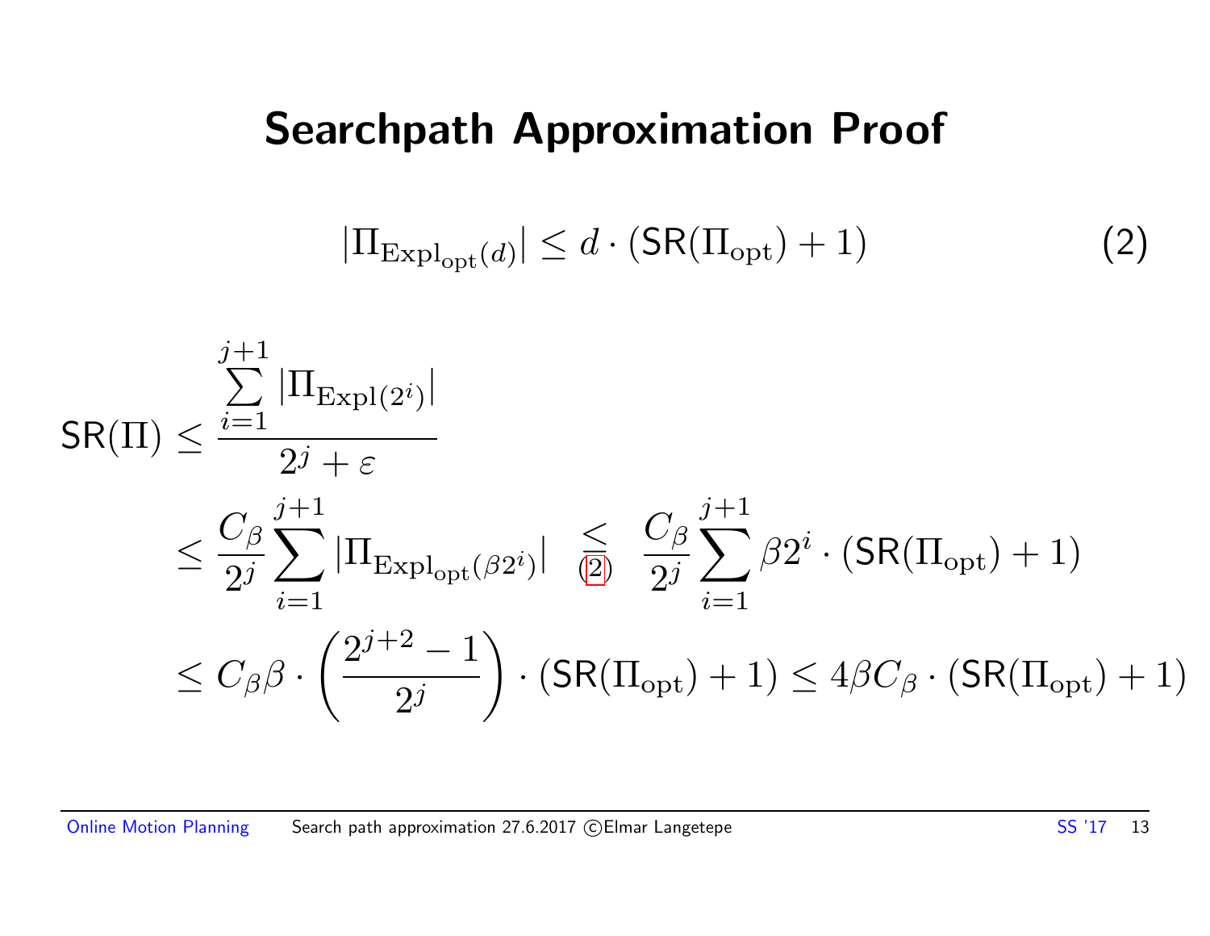# Searchpath Approximation Proof

$$|\Pi_{\text{Expl}_{\text{opt}}(d)}| \leq d \cdot (\mathsf{SR}(\Pi_{\text{opt}}) + 1) \tag{2}$$

$$
\begin{aligned}
\mathsf{SR}(\Pi) &\leq \frac{\sum_{i=1}^{j+1} |\Pi_{\text{Expl}(2^i)}|}{2^j + \varepsilon} \\
&\leq \frac{C_\beta}{2^j} \sum_{i=1}^{j+1} |\Pi_{\text{Expl}_{\text{opt}}(\beta 2^i)}| \underset{(2)}{\leq} \frac{C_\beta}{2^j} \sum_{i=1}^{j+1} \beta 2^i \cdot (\mathsf{SR}(\Pi_{\text{opt}}) + 1) \\
&\leq C_\beta \beta \cdot \left( \frac{2^{j+2} - 1}{2^j} \right) \cdot (\mathsf{SR}(\Pi_{\text{opt}}) + 1) \leq 4\beta C_\beta \cdot (\mathsf{SR}(\Pi_{\text{opt}}) + 1)
\end{aligned}
$$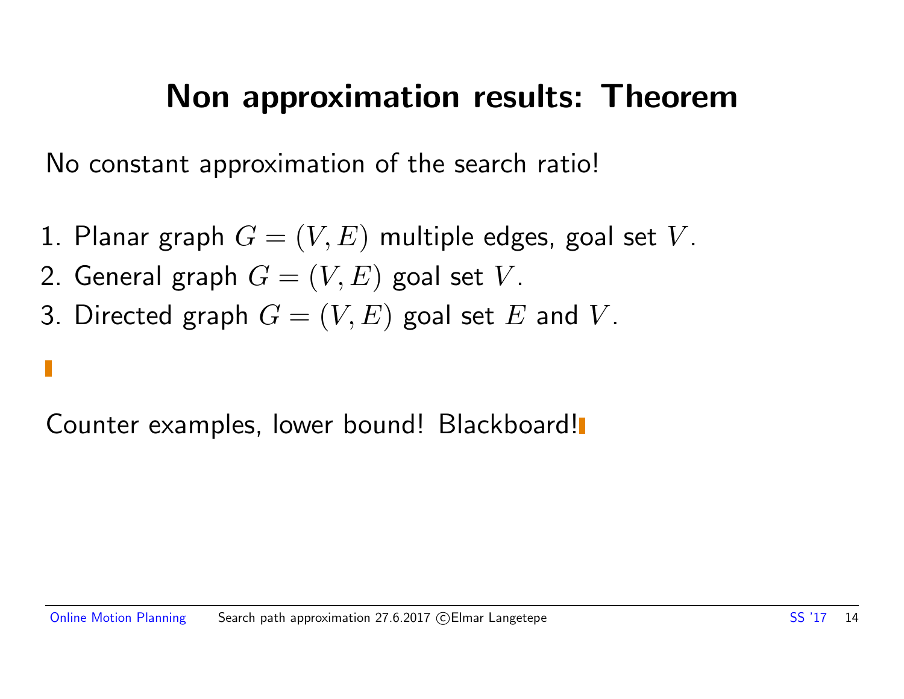# Non approximation results: Theorem

No constant approximation of the search ratio!

1. Planar graph $G = (V, E)$ multiple edges, goal set $V$.
2. General graph $G = (V, E)$ goal set $V$.
3. Directed graph $G = (V, E)$ goal set $E$ and $V$.

Counter examples, lower bound! Blackboard!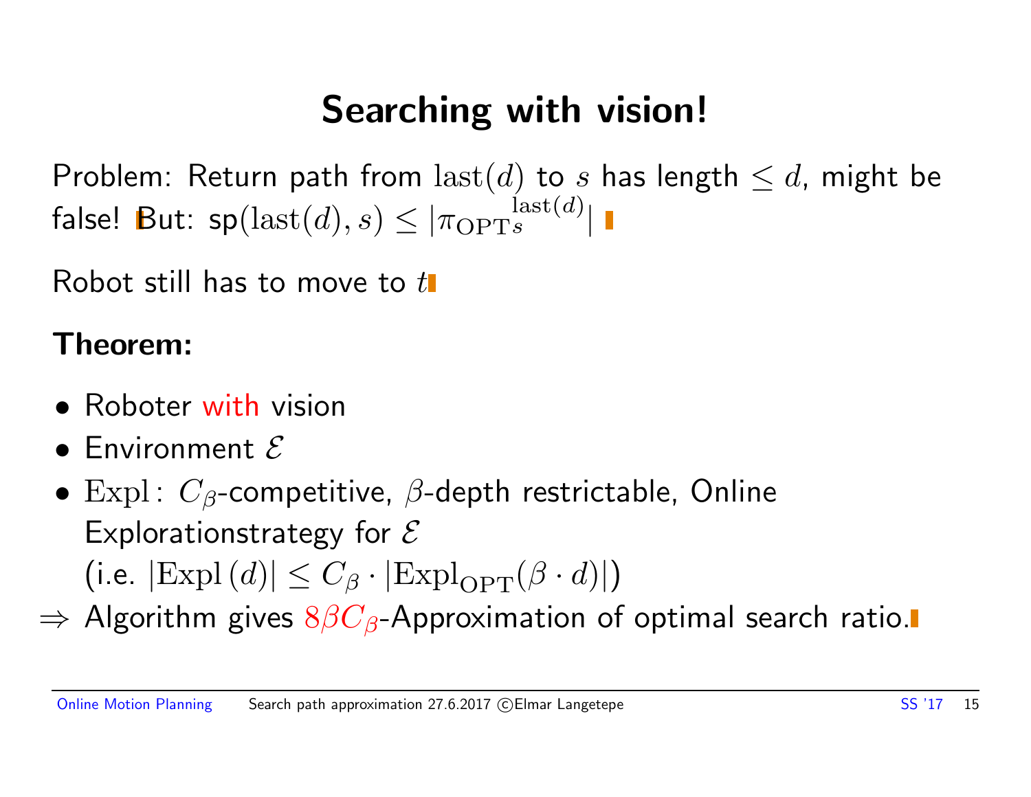# Searching with vision!

Problem: Return path from $\mathrm{last}(d)$ to $s$ has length $\leq d$, might be false! But: $\mathrm{sp}(\mathrm{last}(d), s) \leq |\pi_{\mathrm{OPT}}{}_s^{\mathrm{last}(d)}|$

Robot still has to move to $t$

**Theorem:**

- Roboter with vision
- Environment $\mathcal{E}$
- $\mathrm{Expl}$: $C_\beta$-competitive, $\beta$-depth restrictable, Online Explorationstrategy for $\mathcal{E}$ (i.e. $|\mathrm{Expl}\,(d)| \leq C_\beta \cdot |\mathrm{Expl}_{\mathrm{OPT}}(\beta \cdot d)|$)

$\Rightarrow$ Algorithm gives $8\beta C_\beta$-Approximation of optimal search ratio.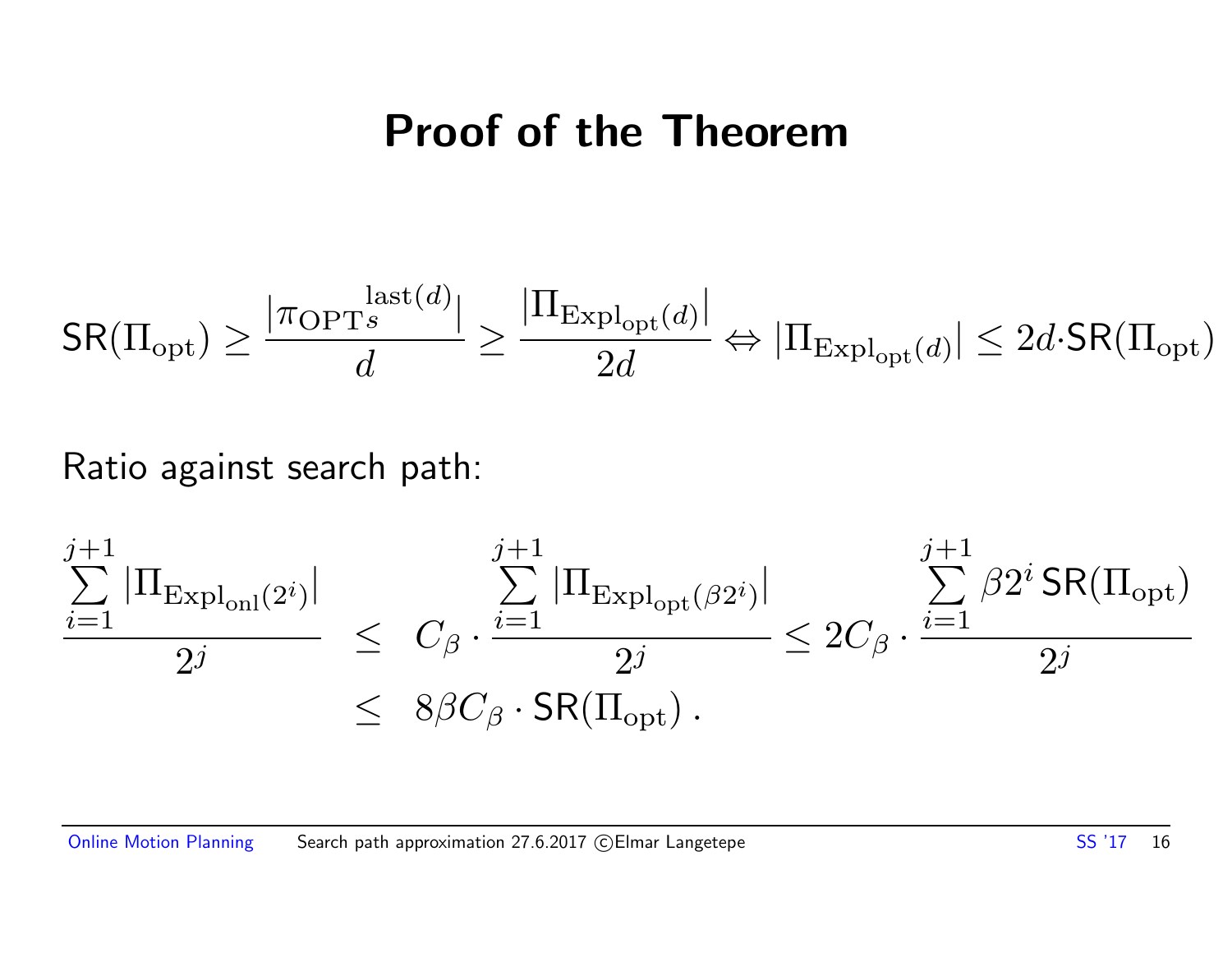# Proof of the Theorem

$$\mathsf{SR}(\Pi_{\text{opt}}) \geq \frac{|\pi_{\text{OPT}^{\,s}}^{\,\text{last}(d)}|}{d} \geq \frac{|\Pi_{\text{Expl}_{\text{opt}}(d)}|}{2d} \Leftrightarrow |\Pi_{\text{Expl}_{\text{opt}}(d)}| \leq 2d \cdot \mathsf{SR}(\Pi_{\text{opt}})$$

Ratio against search path:

$$\begin{aligned}
\frac{\sum_{i=1}^{j+1} |\Pi_{\text{Expl}_{\text{onl}}(2^i)}|}{2^j} &\leq C_\beta \cdot \frac{\sum_{i=1}^{j+1} |\Pi_{\text{Expl}_{\text{opt}}(\beta 2^i)}|}{2^j} \leq 2C_\beta \cdot \frac{\sum_{i=1}^{j+1} \beta 2^i \,\mathsf{SR}(\Pi_{\text{opt}})}{2^j} \\
&\leq 8\beta C_\beta \cdot \mathsf{SR}(\Pi_{\text{opt}}) \,.
\end{aligned}$$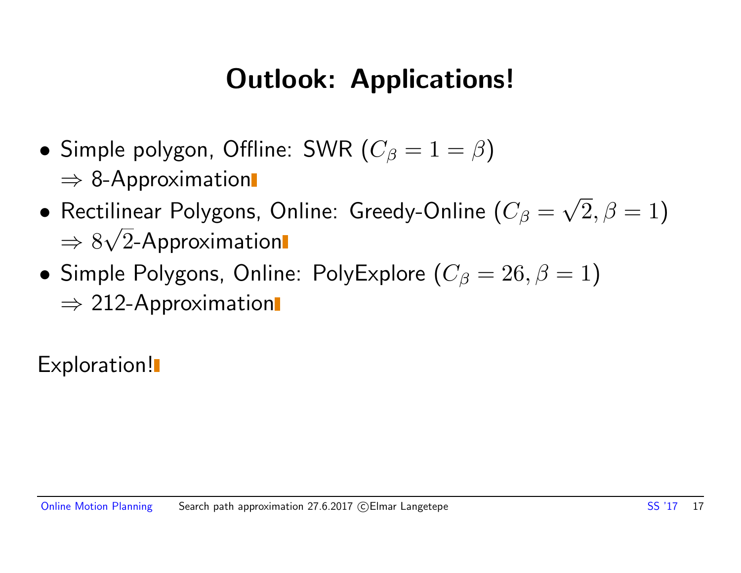# Outlook: Applications!

- Simple polygon, Offline: SWR ($C_\beta = 1 = \beta$)
  $\Rightarrow$ 8-Approximation
- Rectilinear Polygons, Online: Greedy-Online ($C_\beta = \sqrt{2}, \beta = 1$)
  $\Rightarrow 8\sqrt{2}$-Approximation
- Simple Polygons, Online: PolyExplore ($C_\beta = 26, \beta = 1$)
  $\Rightarrow$ 212-Approximation

Exploration!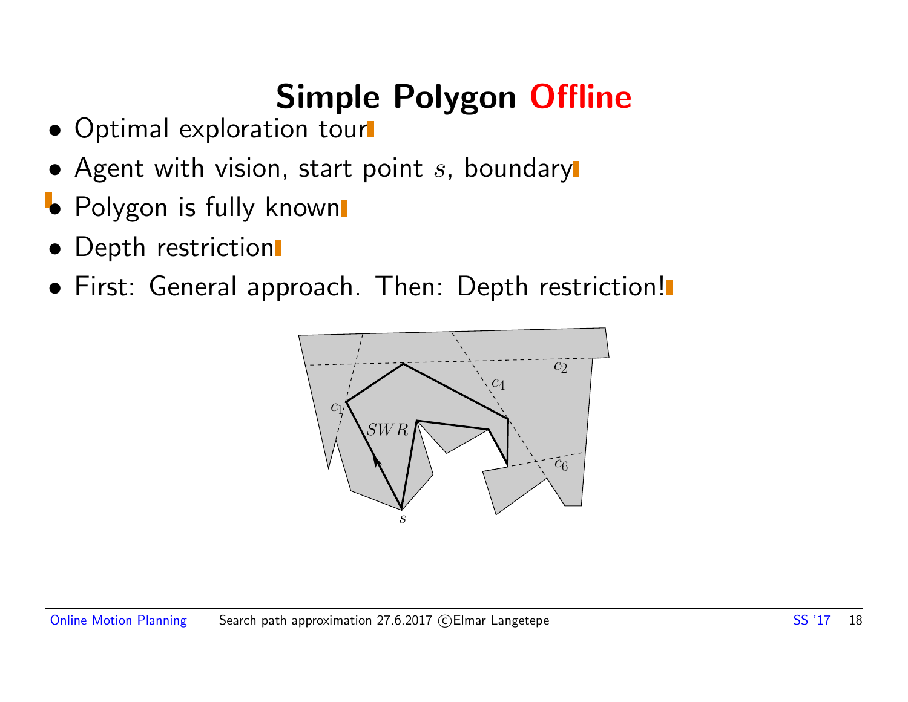# Simple Polygon Offline

- Optimal exploration tour
- Agent with vision, start point $s$, boundary
- Polygon is fully known
- Depth restriction
- First: General approach. Then: Depth restriction!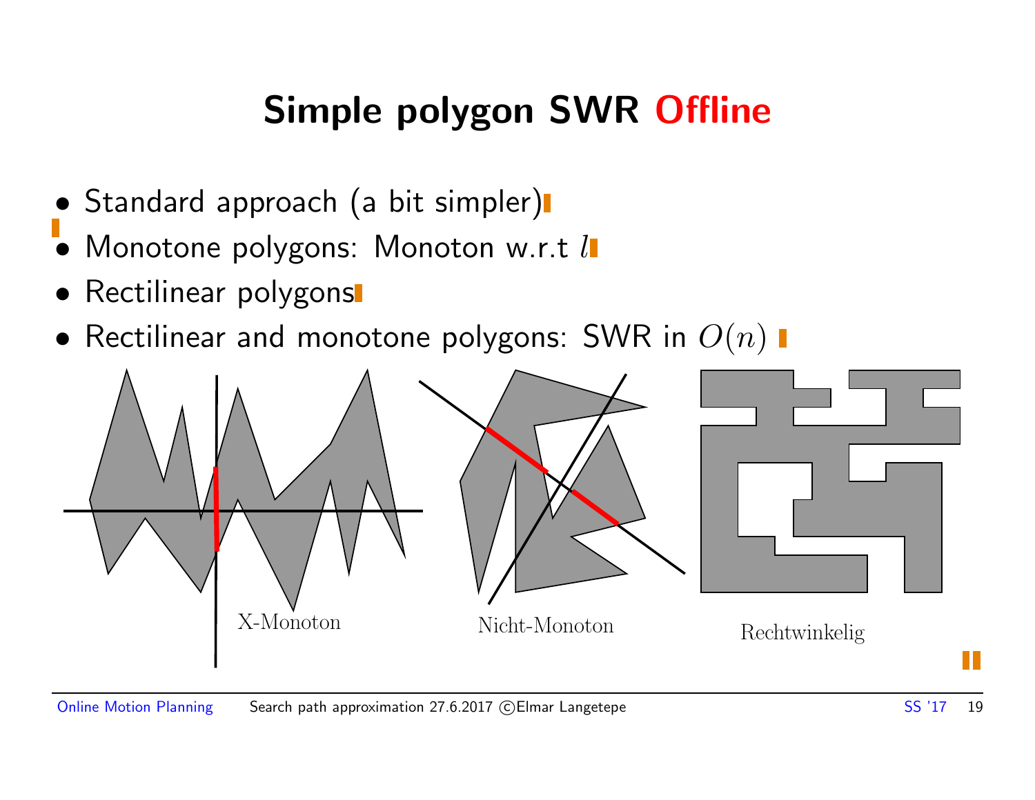# Simple polygon SWR Offline

- Standard approach (a bit simpler)
- Monotone polygons: Monoton w.r.t $l$
- Rectilinear polygons
- Rectilinear and monotone polygons: SWR in $O(n)$

X-Monoton

Nicht-Monoton

Rechtwinkelig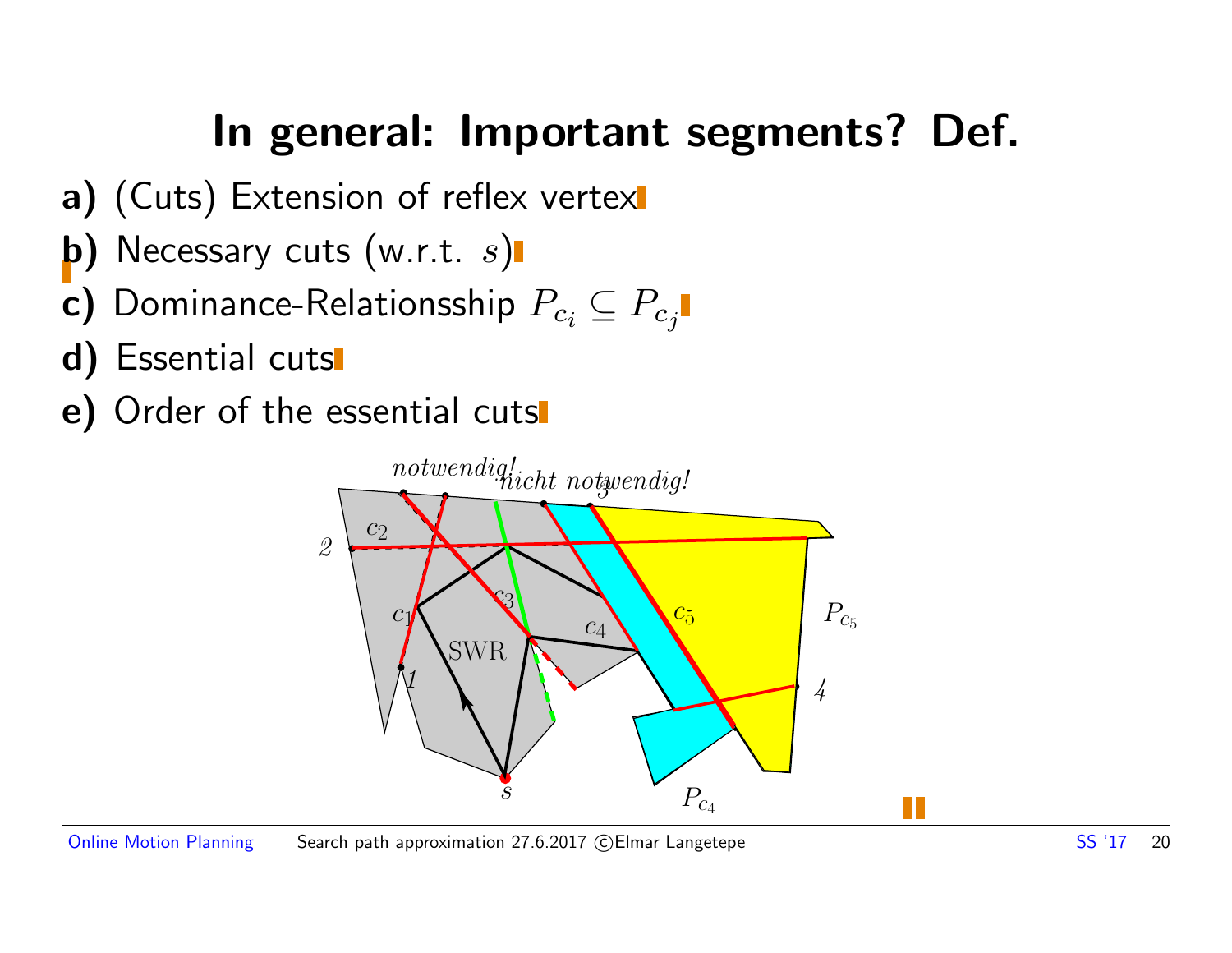# In general: Important segments? Def.

**a)** (Cuts) Extension of reflex vertex

**b)** Necessary cuts (w.r.t. $s$)

**c)** Dominance-Relationsship $P_{c_i} \subseteq P_{c_j}$

**d)** Essential cuts

**e)** Order of the essential cuts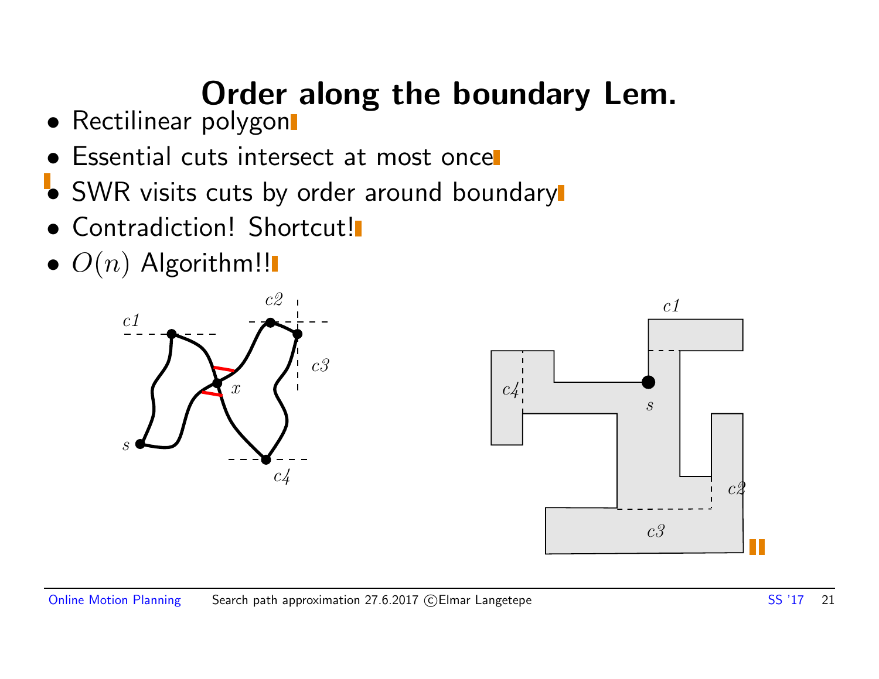# Order along the boundary Lem.

- Rectilinear polygon
- Essential cuts intersect at most once
- SWR visits cuts by order around boundary
- Contradiction! Shortcut!
- $O(n)$ Algorithm!!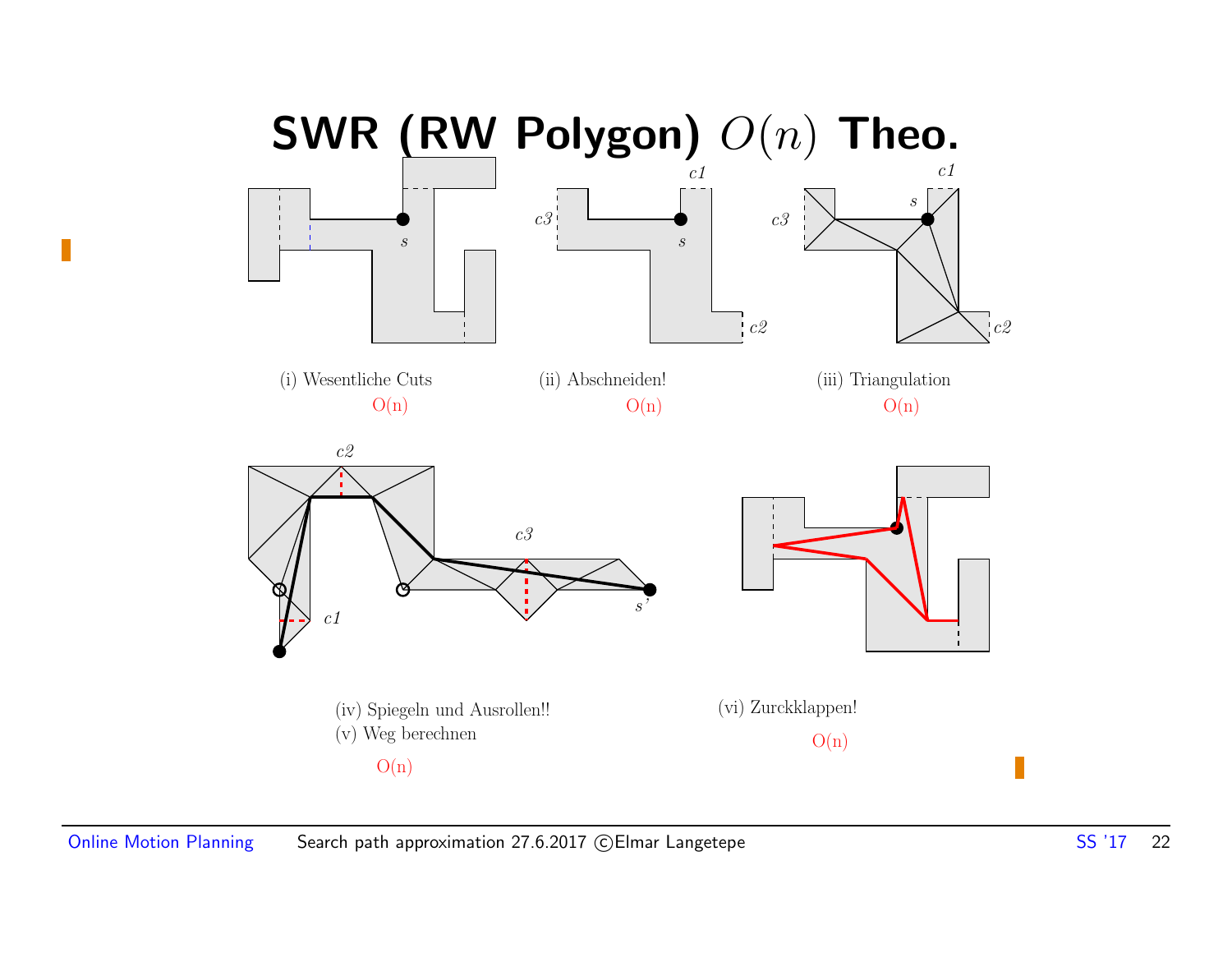# SWR (RW Polygon) $O(n)$ Theo.

(i) Wesentliche Cuts

O(n)

(ii) Abschneiden!

O(n)

(iii) Triangulation

O(n)

(iv) Spiegeln und Ausrollen!!

(v) Weg berechnen

O(n)

(vi) Zurckklappen!

O(n)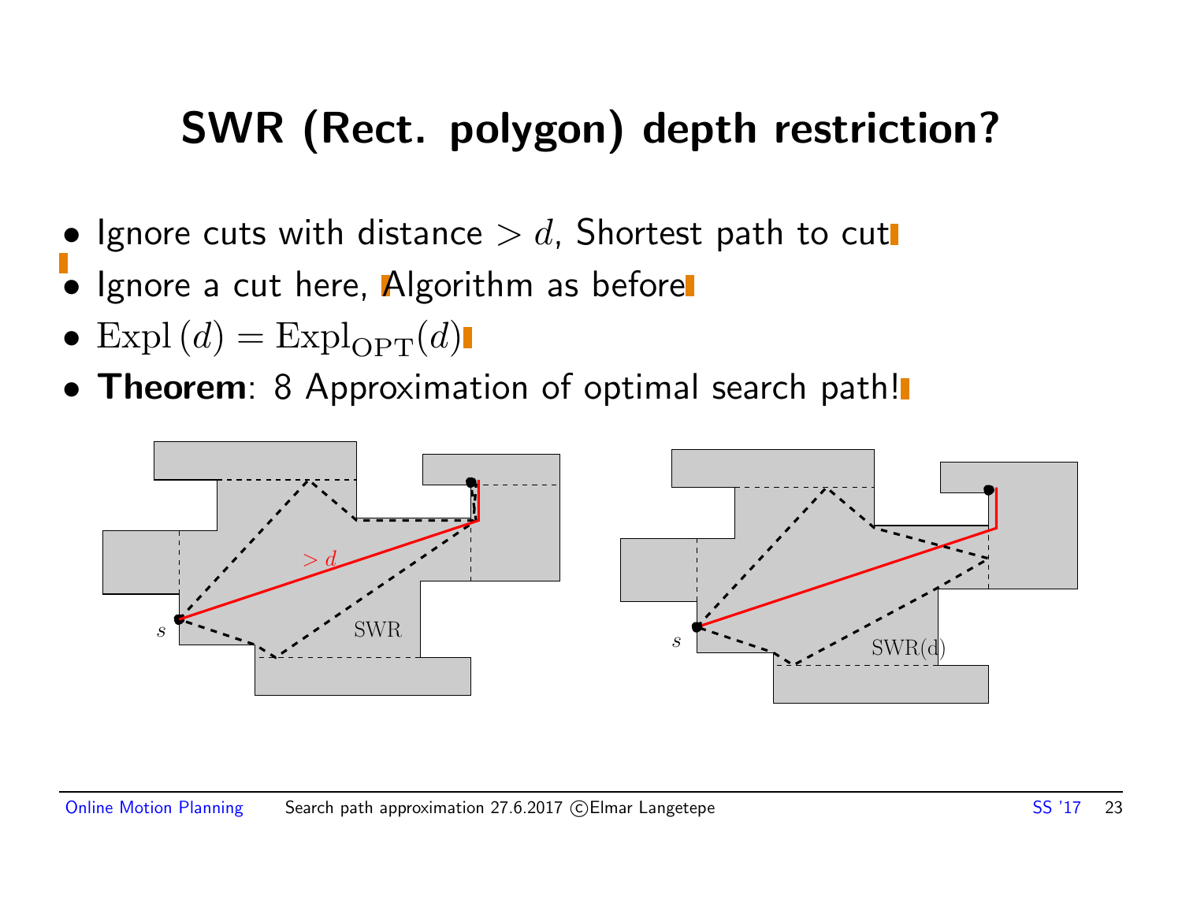# SWR (Rect. polygon) depth restriction?

- Ignore cuts with distance $> d$, Shortest path to cut
- Ignore a cut here, Algorithm as before
- $\mathrm{Expl}\,(d) = \mathrm{Expl}_{\mathrm{OPT}}(d)$
- **Theorem**: 8 Approximation of optimal search path!

$> d$

$s$

SWR

$s$

SWR(d)